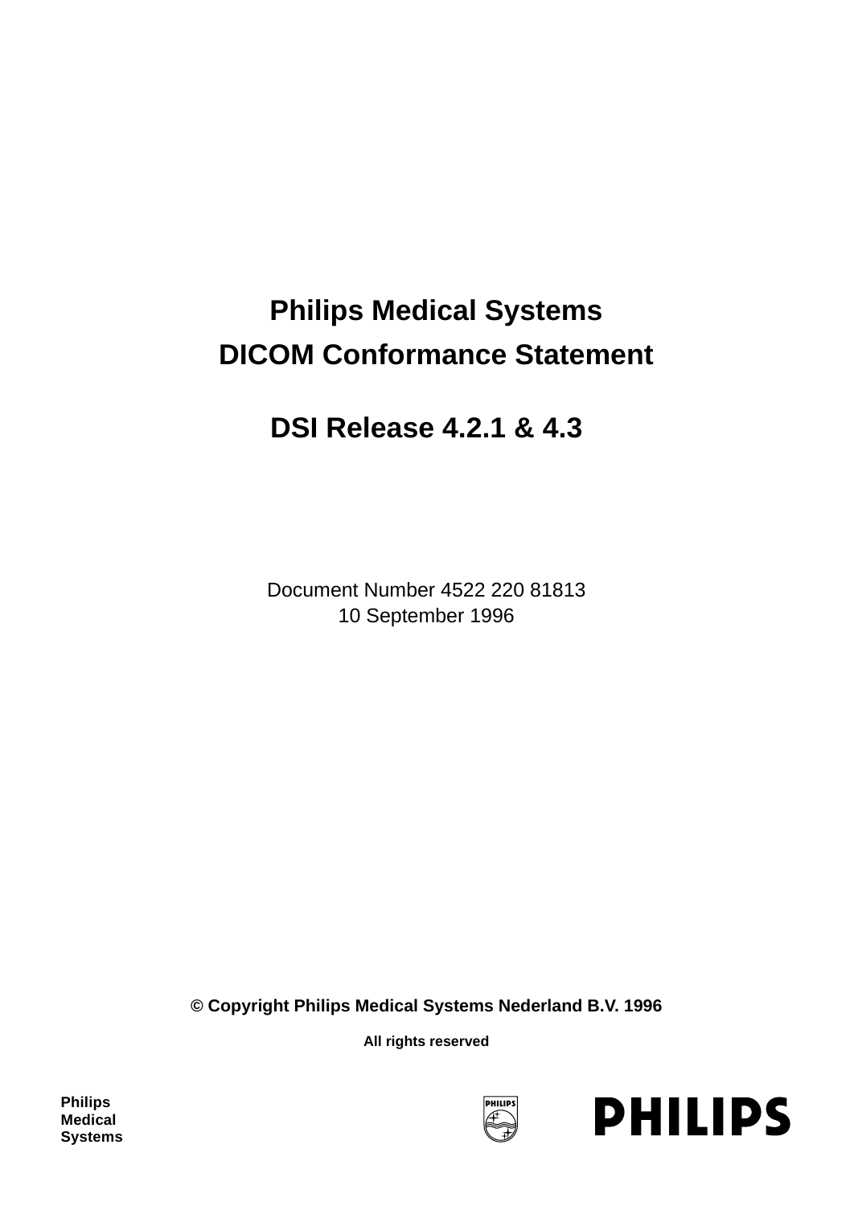# Philips Medical Systems

# DICOM Conformance Statement

# DSI Release 4.2.1 & 4.3

Document Number 4522 220 81813

10 September 1996

**© Copyright Philips Medical Systems Nederland B.V. 1996**

**All rights reserved**

**Philips Medical Systems**

PHILIPS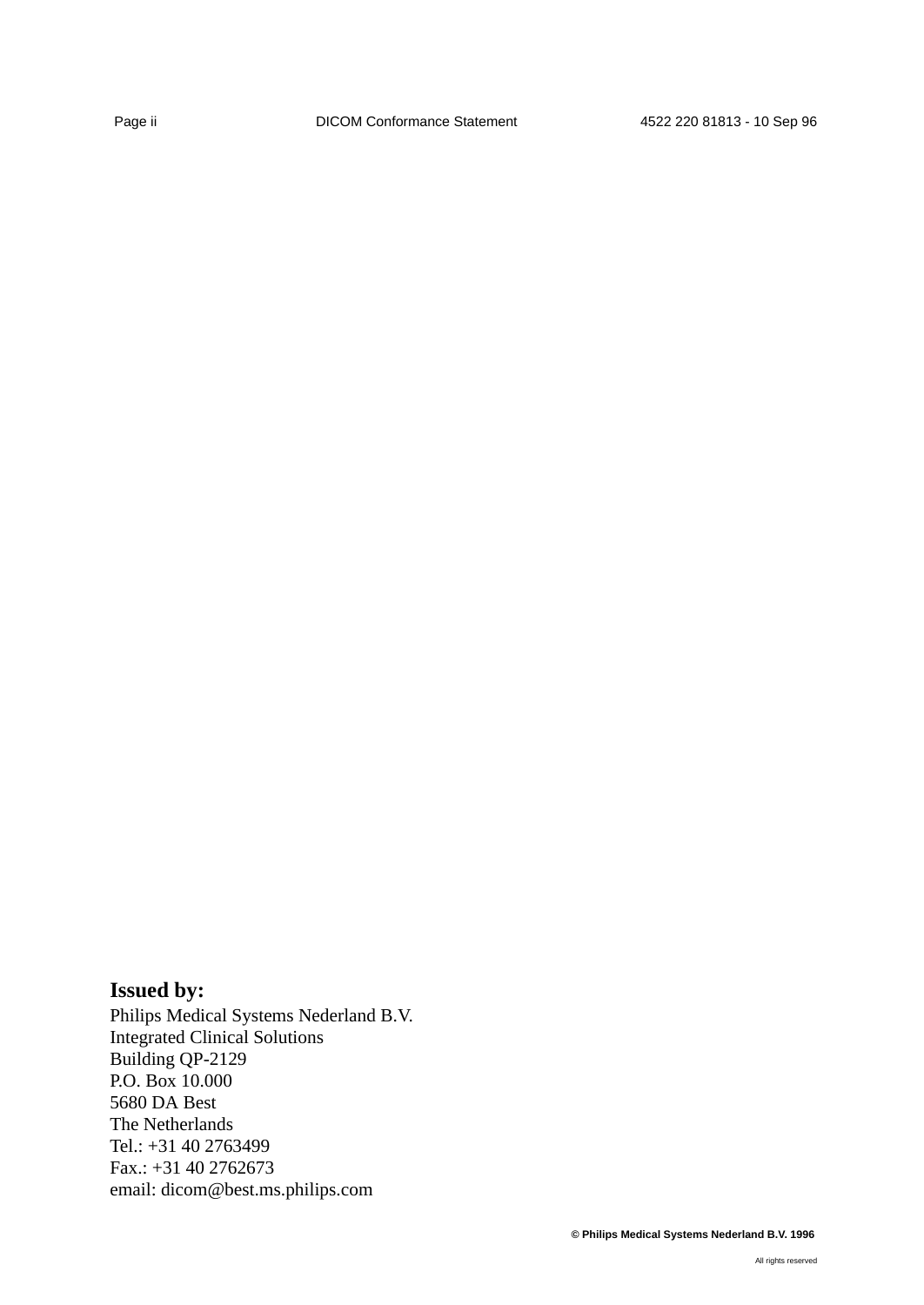**Issued by:**

Philips Medical Systems Nederland B.V.
Integrated Clinical Solutions
Building QP-2129
P.O. Box 10.000
5680 DA Best
The Netherlands
Tel.: +31 40 2763499
Fax.: +31 40 2762673
email: dicom@best.ms.philips.com

**© Philips Medical Systems Nederland B.V. 1996**

All rights reserved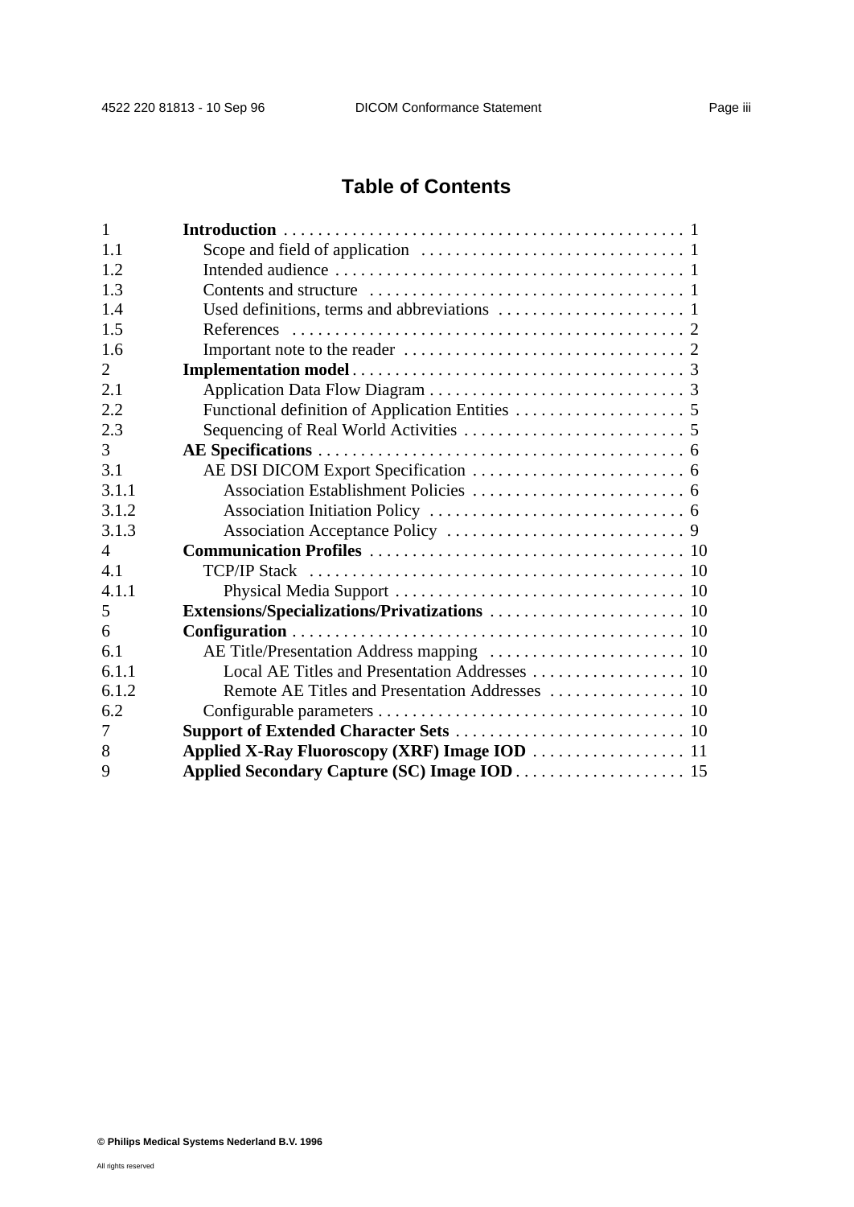# Table of Contents

| | | |
|---|---|---|
| 1 | **Introduction** | 1 |
| 1.1 | Scope and field of application | 1 |
| 1.2 | Intended audience | 1 |
| 1.3 | Contents and structure | 1 |
| 1.4 | Used definitions, terms and abbreviations | 1 |
| 1.5 | References | 2 |
| 1.6 | Important note to the reader | 2 |
| 2 | **Implementation model** | 3 |
| 2.1 | Application Data Flow Diagram | 3 |
| 2.2 | Functional definition of Application Entities | 5 |
| 2.3 | Sequencing of Real World Activities | 5 |
| 3 | **AE Specifications** | 6 |
| 3.1 | AE DSI DICOM Export Specification | 6 |
| 3.1.1 | Association Establishment Policies | 6 |
| 3.1.2 | Association Initiation Policy | 6 |
| 3.1.3 | Association Acceptance Policy | 9 |
| 4 | **Communication Profiles** | 10 |
| 4.1 | TCP/IP Stack | 10 |
| 4.1.1 | Physical Media Support | 10 |
| 5 | **Extensions/Specializations/Privatizations** | 10 |
| 6 | **Configuration** | 10 |
| 6.1 | AE Title/Presentation Address mapping | 10 |
| 6.1.1 | Local AE Titles and Presentation Addresses | 10 |
| 6.1.2 | Remote AE Titles and Presentation Addresses | 10 |
| 6.2 | Configurable parameters | 10 |
| 7 | **Support of Extended Character Sets** | 10 |
| 8 | **Applied X-Ray Fluoroscopy (XRF) Image IOD** | 11 |
| 9 | **Applied Secondary Capture (SC) Image IOD** | 15 |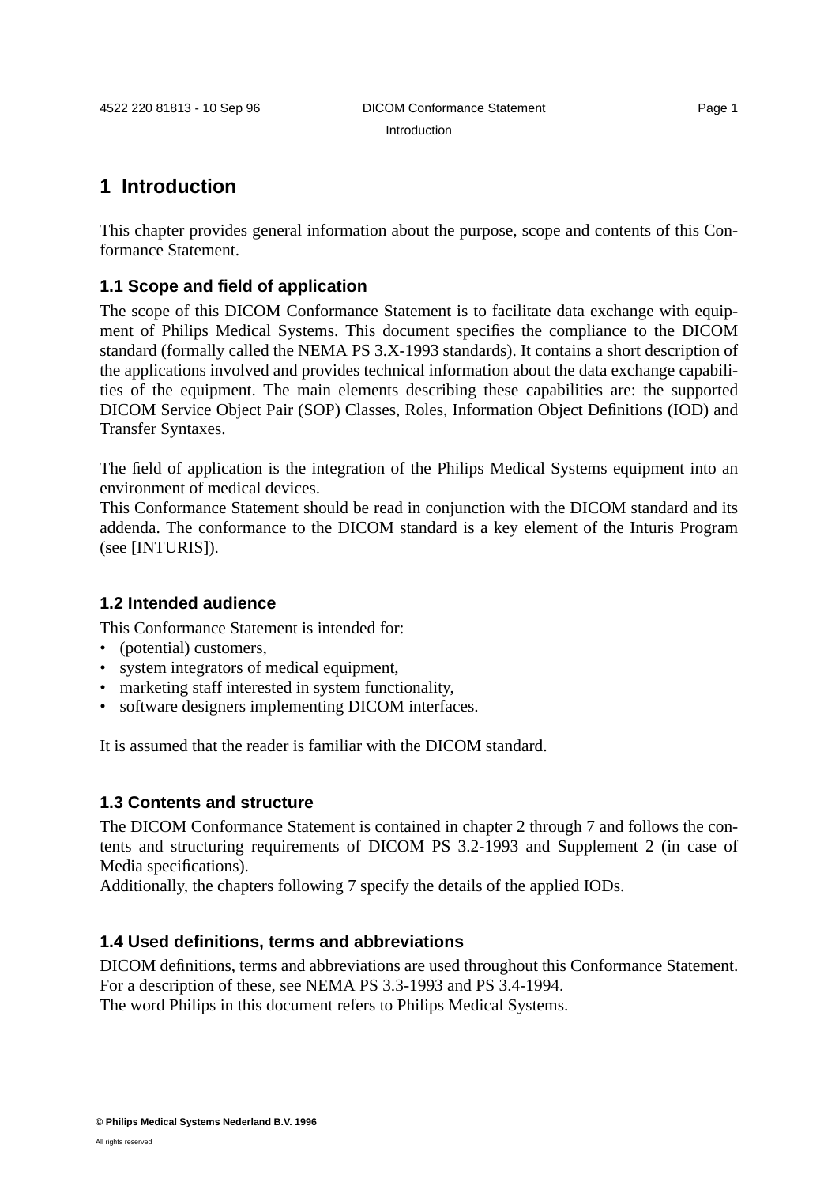# 1 Introduction

This chapter provides general information about the purpose, scope and contents of this Conformance Statement.

## 1.1 Scope and field of application

The scope of this DICOM Conformance Statement is to facilitate data exchange with equipment of Philips Medical Systems. This document specifies the compliance to the DICOM standard (formally called the NEMA PS 3.X-1993 standards). It contains a short description of the applications involved and provides technical information about the data exchange capabilities of the equipment. The main elements describing these capabilities are: the supported DICOM Service Object Pair (SOP) Classes, Roles, Information Object Definitions (IOD) and Transfer Syntaxes.

The field of application is the integration of the Philips Medical Systems equipment into an environment of medical devices.
This Conformance Statement should be read in conjunction with the DICOM standard and its addenda. The conformance to the DICOM standard is a key element of the Inturis Program (see [INTURIS]).

## 1.2 Intended audience

This Conformance Statement is intended for:

- (potential) customers,
- system integrators of medical equipment,
- marketing staff interested in system functionality,
- software designers implementing DICOM interfaces.

It is assumed that the reader is familiar with the DICOM standard.

## 1.3 Contents and structure

The DICOM Conformance Statement is contained in chapter 2 through 7 and follows the contents and structuring requirements of DICOM PS 3.2-1993 and Supplement 2 (in case of Media specifications).
Additionally, the chapters following 7 specify the details of the applied IODs.

## 1.4 Used definitions, terms and abbreviations

DICOM definitions, terms and abbreviations are used throughout this Conformance Statement. For a description of these, see NEMA PS 3.3-1993 and PS 3.4-1994.
The word Philips in this document refers to Philips Medical Systems.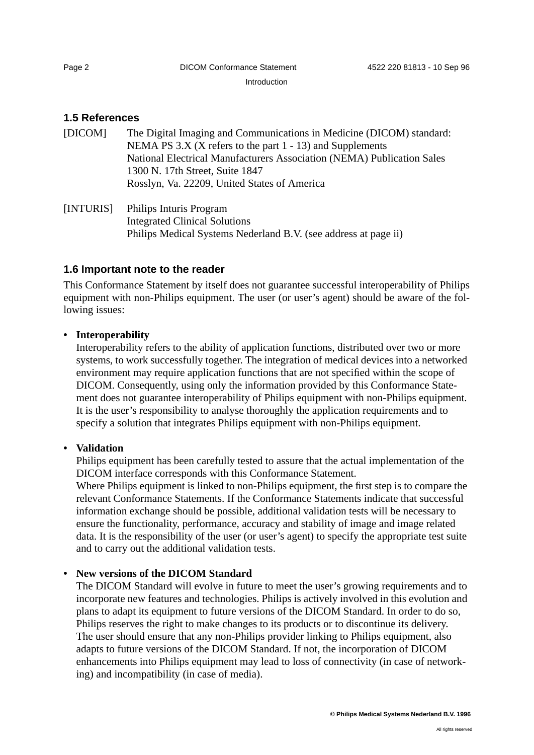## 1.5 References

[DICOM] The Digital Imaging and Communications in Medicine (DICOM) standard:
NEMA PS 3.X (X refers to the part 1 - 13) and Supplements
National Electrical Manufacturers Association (NEMA) Publication Sales
1300 N. 17th Street, Suite 1847
Rosslyn, Va. 22209, United States of America

[INTURIS] Philips Inturis Program
Integrated Clinical Solutions
Philips Medical Systems Nederland B.V. (see address at page ii)

## 1.6 Important note to the reader

This Conformance Statement by itself does not guarantee successful interoperability of Philips equipment with non-Philips equipment. The user (or user's agent) should be aware of the following issues:

- **Interoperability**
  Interoperability refers to the ability of application functions, distributed over two or more systems, to work successfully together. The integration of medical devices into a networked environment may require application functions that are not specified within the scope of DICOM. Consequently, using only the information provided by this Conformance Statement does not guarantee interoperability of Philips equipment with non-Philips equipment. It is the user's responsibility to analyse thoroughly the application requirements and to specify a solution that integrates Philips equipment with non-Philips equipment.

- **Validation**
  Philips equipment has been carefully tested to assure that the actual implementation of the DICOM interface corresponds with this Conformance Statement.
  Where Philips equipment is linked to non-Philips equipment, the first step is to compare the relevant Conformance Statements. If the Conformance Statements indicate that successful information exchange should be possible, additional validation tests will be necessary to ensure the functionality, performance, accuracy and stability of image and image related data. It is the responsibility of the user (or user's agent) to specify the appropriate test suite and to carry out the additional validation tests.

- **New versions of the DICOM Standard**
  The DICOM Standard will evolve in future to meet the user's growing requirements and to incorporate new features and technologies. Philips is actively involved in this evolution and plans to adapt its equipment to future versions of the DICOM Standard. In order to do so, Philips reserves the right to make changes to its products or to discontinue its delivery.
  The user should ensure that any non-Philips provider linking to Philips equipment, also adapts to future versions of the DICOM Standard. If not, the incorporation of DICOM enhancements into Philips equipment may lead to loss of connectivity (in case of networking) and incompatibility (in case of media).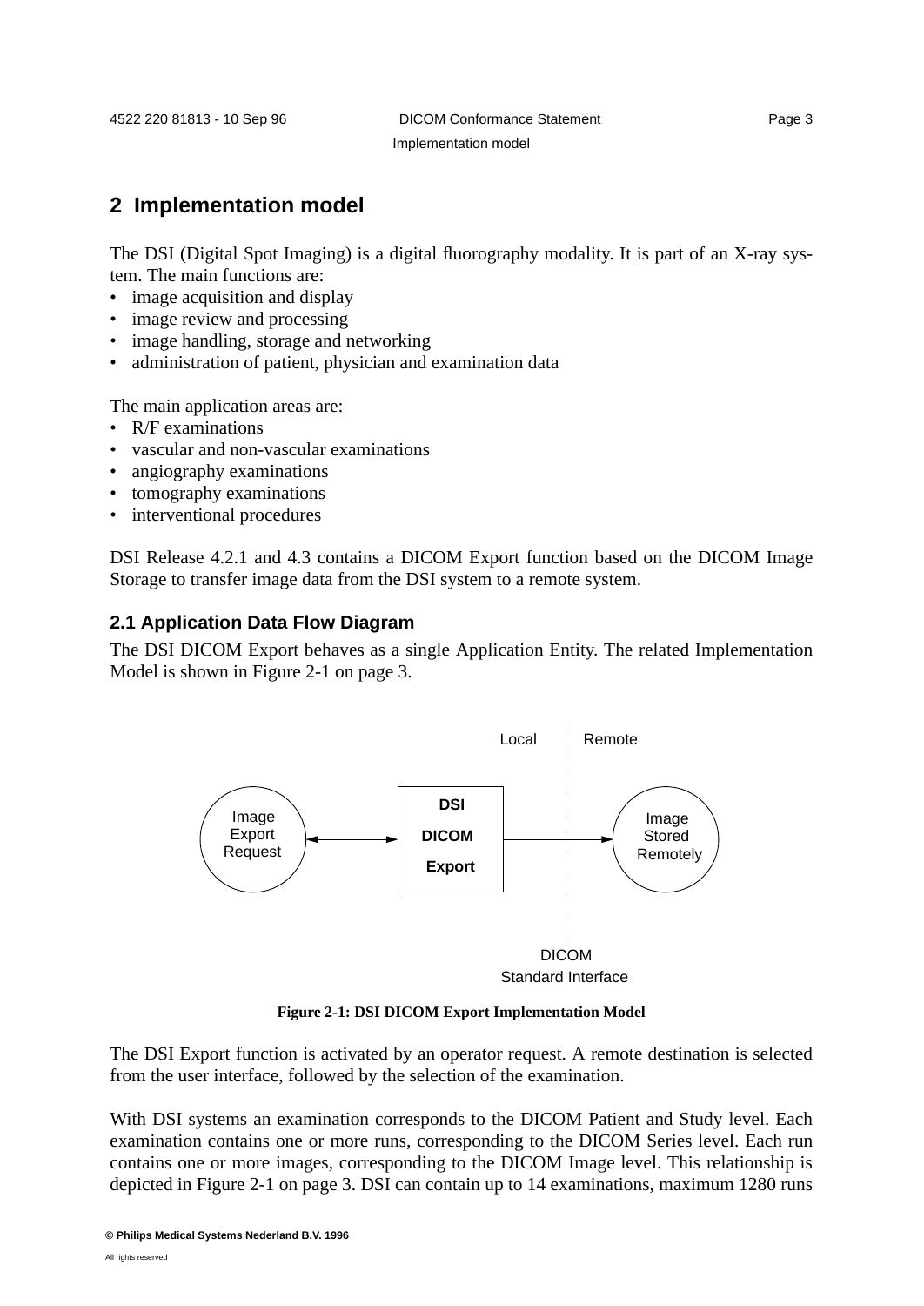## 2 Implementation model

The DSI (Digital Spot Imaging) is a digital fluorography modality. It is part of an X-ray system. The main functions are:

- image acquisition and display
- image review and processing
- image handling, storage and networking
- administration of patient, physician and examination data

The main application areas are:

- R/F examinations
- vascular and non-vascular examinations
- angiography examinations
- tomography examinations
- interventional procedures

DSI Release 4.2.1 and 4.3 contains a DICOM Export function based on the DICOM Image Storage to transfer image data from the DSI system to a remote system.

### 2.1 Application Data Flow Diagram

The DSI DICOM Export behaves as a single Application Entity. The related Implementation Model is shown in Figure 2-1 on page 3.

Local | Remote

Image Export Request ⟷ DSI DICOM Export → Image Stored Remotely

DICOM Standard Interface

**Figure 2-1: DSI DICOM Export Implementation Model**

The DSI Export function is activated by an operator request. A remote destination is selected from the user interface, followed by the selection of the examination.

With DSI systems an examination corresponds to the DICOM Patient and Study level. Each examination contains one or more runs, corresponding to the DICOM Series level. Each run contains one or more images, corresponding to the DICOM Image level. This relationship is depicted in Figure 2-1 on page 3. DSI can contain up to 14 examinations, maximum 1280 runs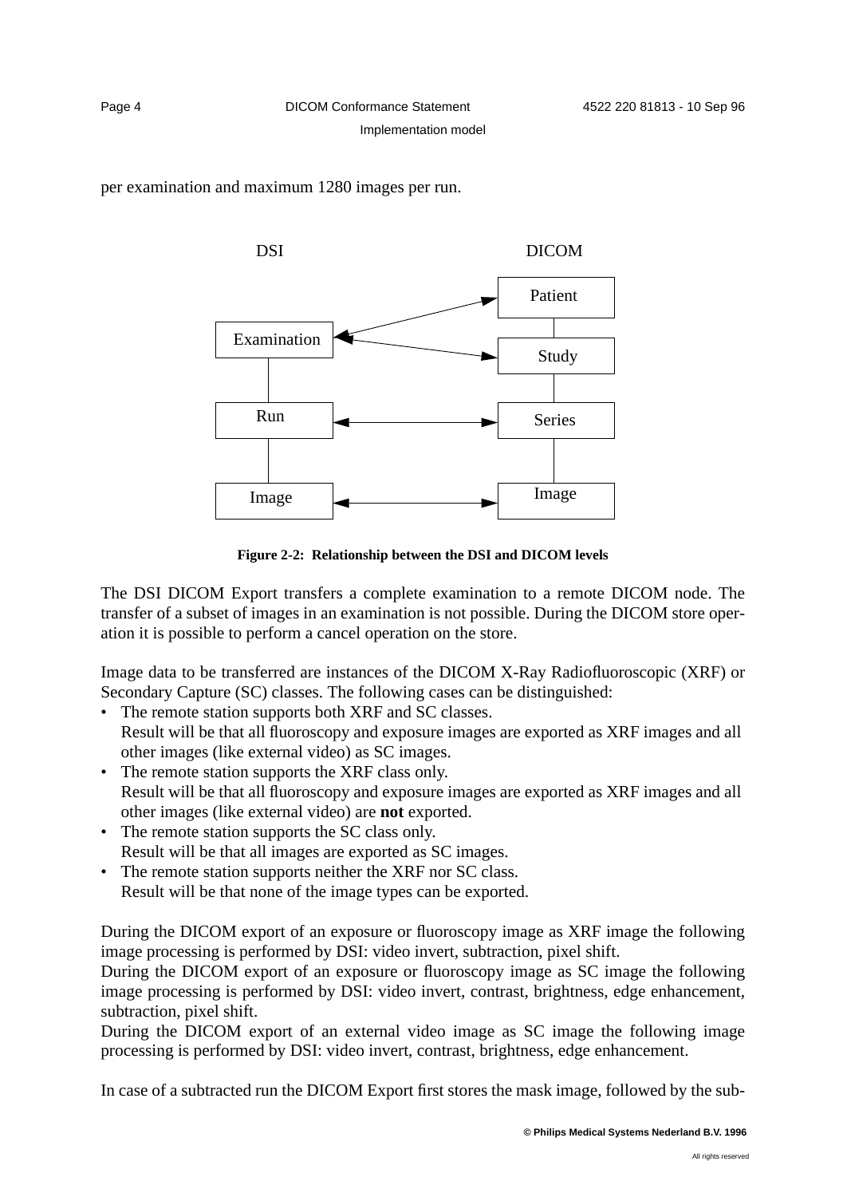per examination and maximum 1280 images per run.

Figure 2-2: Relationship between the DSI and DICOM levels

The DSI DICOM Export transfers a complete examination to a remote DICOM node. The transfer of a subset of images in an examination is not possible. During the DICOM store operation it is possible to perform a cancel operation on the store.

Image data to be transferred are instances of the DICOM X-Ray Radiofluoroscopic (XRF) or Secondary Capture (SC) classes. The following cases can be distinguished:

- The remote station supports both XRF and SC classes.
  Result will be that all fluoroscopy and exposure images are exported as XRF images and all other images (like external video) as SC images.
- The remote station supports the XRF class only.
  Result will be that all fluoroscopy and exposure images are exported as XRF images and all other images (like external video) are **not** exported.
- The remote station supports the SC class only.
  Result will be that all images are exported as SC images.
- The remote station supports neither the XRF nor SC class.
  Result will be that none of the image types can be exported.

During the DICOM export of an exposure or fluoroscopy image as XRF image the following image processing is performed by DSI: video invert, subtraction, pixel shift.
During the DICOM export of an exposure or fluoroscopy image as SC image the following image processing is performed by DSI: video invert, contrast, brightness, edge enhancement, subtraction, pixel shift.
During the DICOM export of an external video image as SC image the following image processing is performed by DSI: video invert, contrast, brightness, edge enhancement.

In case of a subtracted run the DICOM Export first stores the mask image, followed by the sub-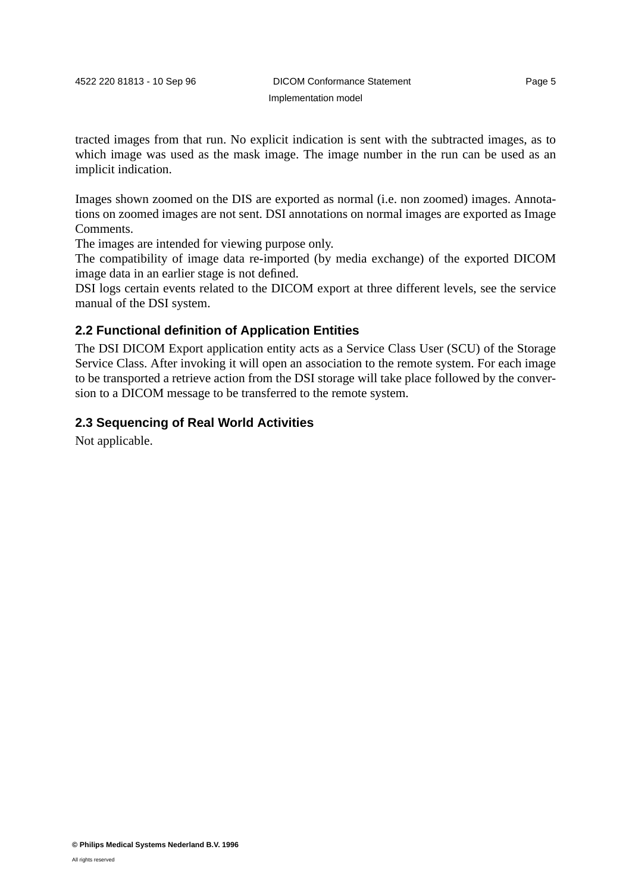tracted images from that run. No explicit indication is sent with the subtracted images, as to which image was used as the mask image. The image number in the run can be used as an implicit indication.

Images shown zoomed on the DIS are exported as normal (i.e. non zoomed) images. Annotations on zoomed images are not sent. DSI annotations on normal images are exported as Image Comments.

The images are intended for viewing purpose only.

The compatibility of image data re-imported (by media exchange) of the exported DICOM image data in an earlier stage is not defined.

DSI logs certain events related to the DICOM export at three different levels, see the service manual of the DSI system.

### 2.2 Functional definition of Application Entities

The DSI DICOM Export application entity acts as a Service Class User (SCU) of the Storage Service Class. After invoking it will open an association to the remote system. For each image to be transported a retrieve action from the DSI storage will take place followed by the conversion to a DICOM message to be transferred to the remote system.

### 2.3 Sequencing of Real World Activities

Not applicable.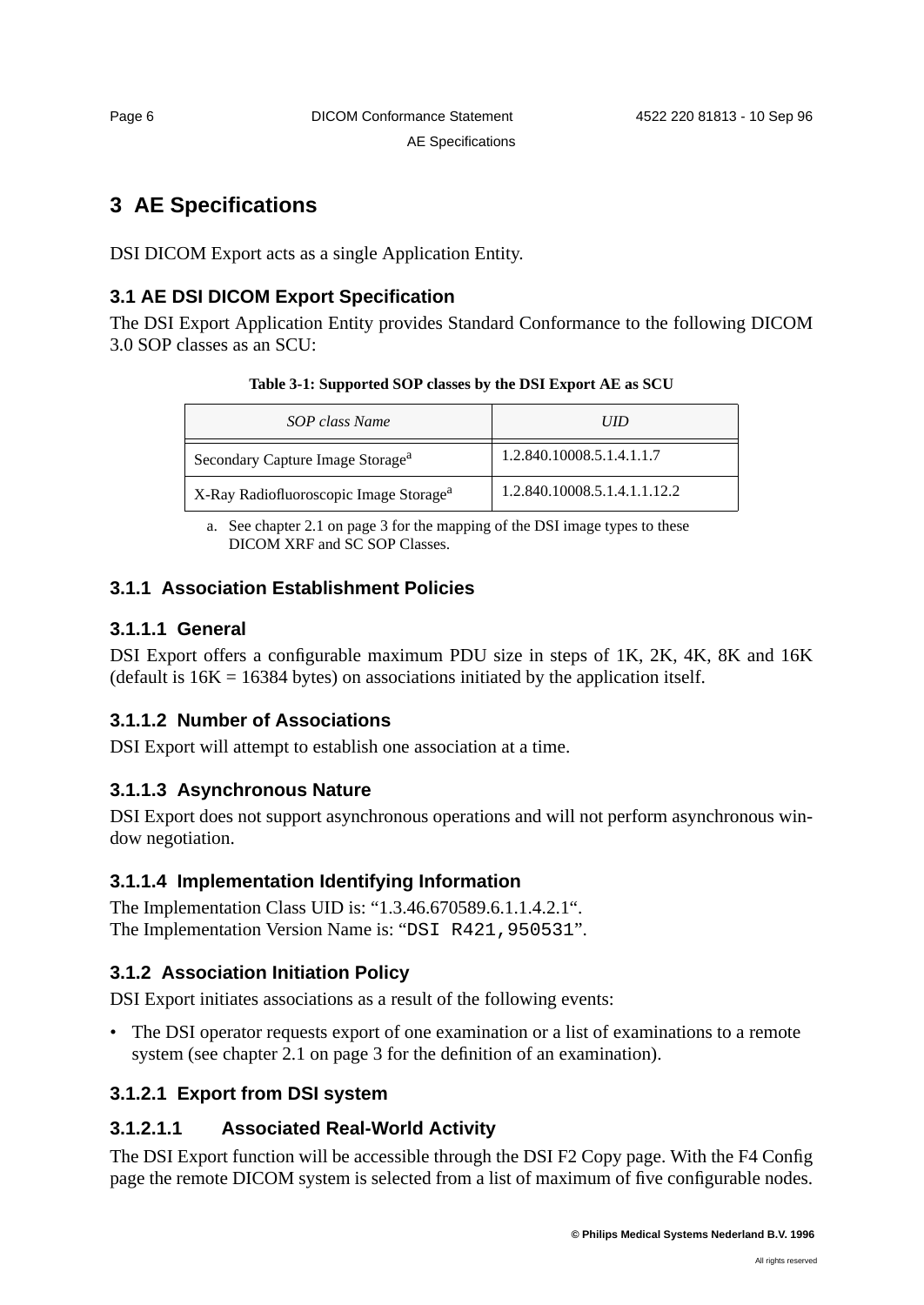# 3 AE Specifications

DSI DICOM Export acts as a single Application Entity.

## 3.1 AE DSI DICOM Export Specification

The DSI Export Application Entity provides Standard Conformance to the following DICOM 3.0 SOP classes as an SCU:

**Table 3-1: Supported SOP classes by the DSI Export AE as SCU**

| *SOP class Name* | *UID* |
|---|---|
| Secondary Capture Image Storage[a] | 1.2.840.10008.5.1.4.1.1.7 |
| X-Ray Radiofluoroscopic Image Storage[a] | 1.2.840.10008.5.1.4.1.1.12.2 |

a. See chapter 2.1 on page 3 for the mapping of the DSI image types to these DICOM XRF and SC SOP Classes.

### 3.1.1 Association Establishment Policies

#### 3.1.1.1 General

DSI Export offers a configurable maximum PDU size in steps of 1K, 2K, 4K, 8K and 16K (default is 16K = 16384 bytes) on associations initiated by the application itself.

#### 3.1.1.2 Number of Associations

DSI Export will attempt to establish one association at a time.

#### 3.1.1.3 Asynchronous Nature

DSI Export does not support asynchronous operations and will not perform asynchronous window negotiation.

#### 3.1.1.4 Implementation Identifying Information

The Implementation Class UID is: “1.3.46.670589.6.1.1.4.2.1“.
The Implementation Version Name is: “`DSI R421,950531`”.

### 3.1.2 Association Initiation Policy

DSI Export initiates associations as a result of the following events:

- The DSI operator requests export of one examination or a list of examinations to a remote system (see chapter 2.1 on page 3 for the definition of an examination).

#### 3.1.2.1 Export from DSI system

##### 3.1.2.1.1 Associated Real-World Activity

The DSI Export function will be accessible through the DSI F2 Copy page. With the F4 Config page the remote DICOM system is selected from a list of maximum of five configurable nodes.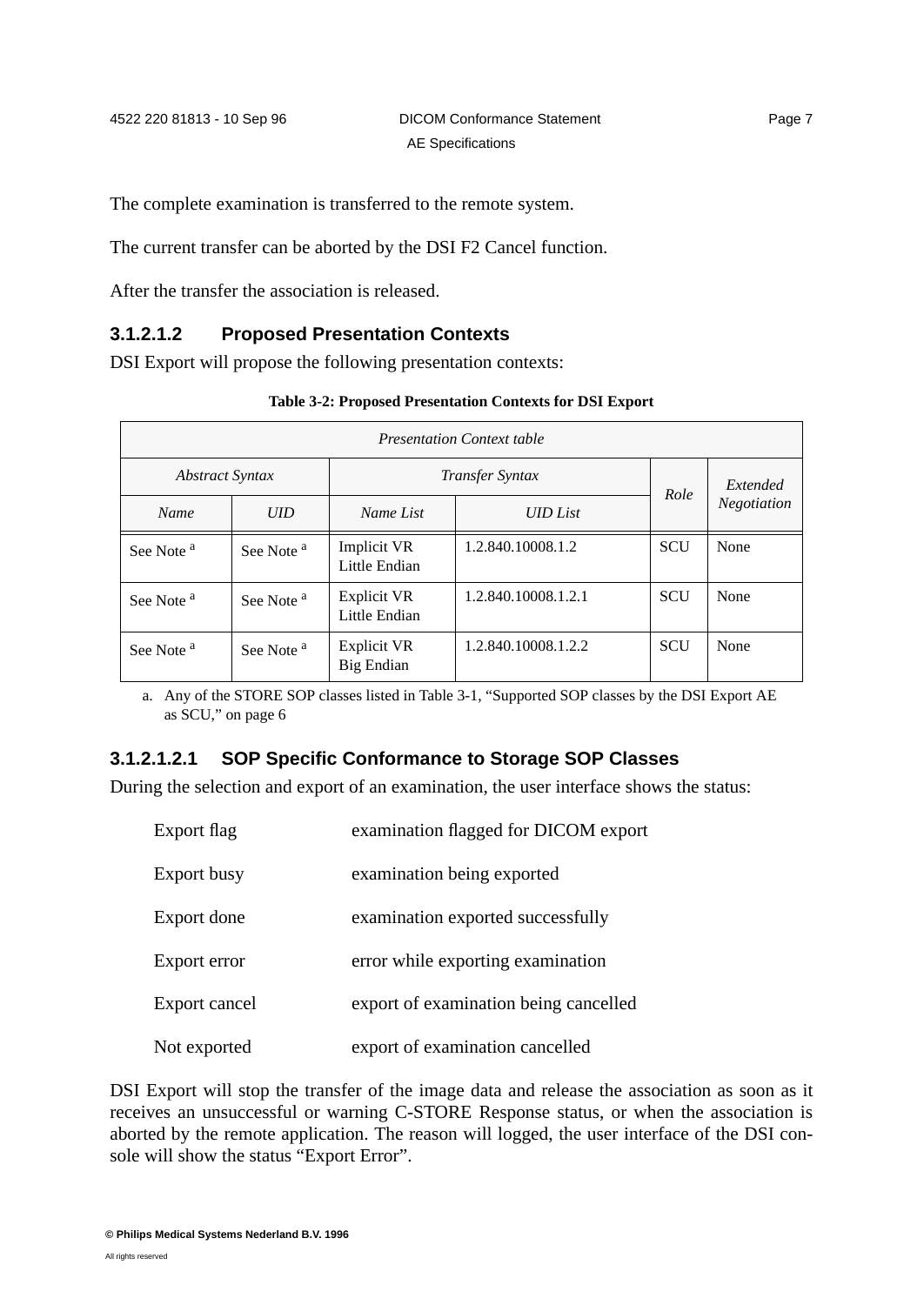The complete examination is transferred to the remote system.

The current transfer can be aborted by the DSI F2 Cancel function.

After the transfer the association is released.

### 3.1.2.1.2 Proposed Presentation Contexts

DSI Export will propose the following presentation contexts:

**Table 3-2: Proposed Presentation Contexts for DSI Export**

| *Presentation Context table* | | | | | |
|---|---|---|---|---|---|
| *Abstract Syntax* | | *Transfer Syntax* | | *Role* | *Extended Negotiation* |
| *Name* | *UID* | *Name List* | *UID List* | | |
| See Note [a] | See Note [a] | Implicit VR Little Endian | 1.2.840.10008.1.2 | SCU | None |
| See Note [a] | See Note [a] | Explicit VR Little Endian | 1.2.840.10008.1.2.1 | SCU | None |
| See Note [a] | See Note [a] | Explicit VR Big Endian | 1.2.840.10008.1.2.2 | SCU | None |

a. Any of the STORE SOP classes listed in Table 3-1, “Supported SOP classes by the DSI Export AE as SCU,” on page 6

#### 3.1.2.1.2.1 SOP Specific Conformance to Storage SOP Classes

During the selection and export of an examination, the user interface shows the status:

| | |
|---|---|
| Export flag | examination flagged for DICOM export |
| Export busy | examination being exported |
| Export done | examination exported successfully |
| Export error | error while exporting examination |
| Export cancel | export of examination being cancelled |
| Not exported | export of examination cancelled |

DSI Export will stop the transfer of the image data and release the association as soon as it receives an unsuccessful or warning C-STORE Response status, or when the association is aborted by the remote application. The reason will logged, the user interface of the DSI console will show the status “Export Error”.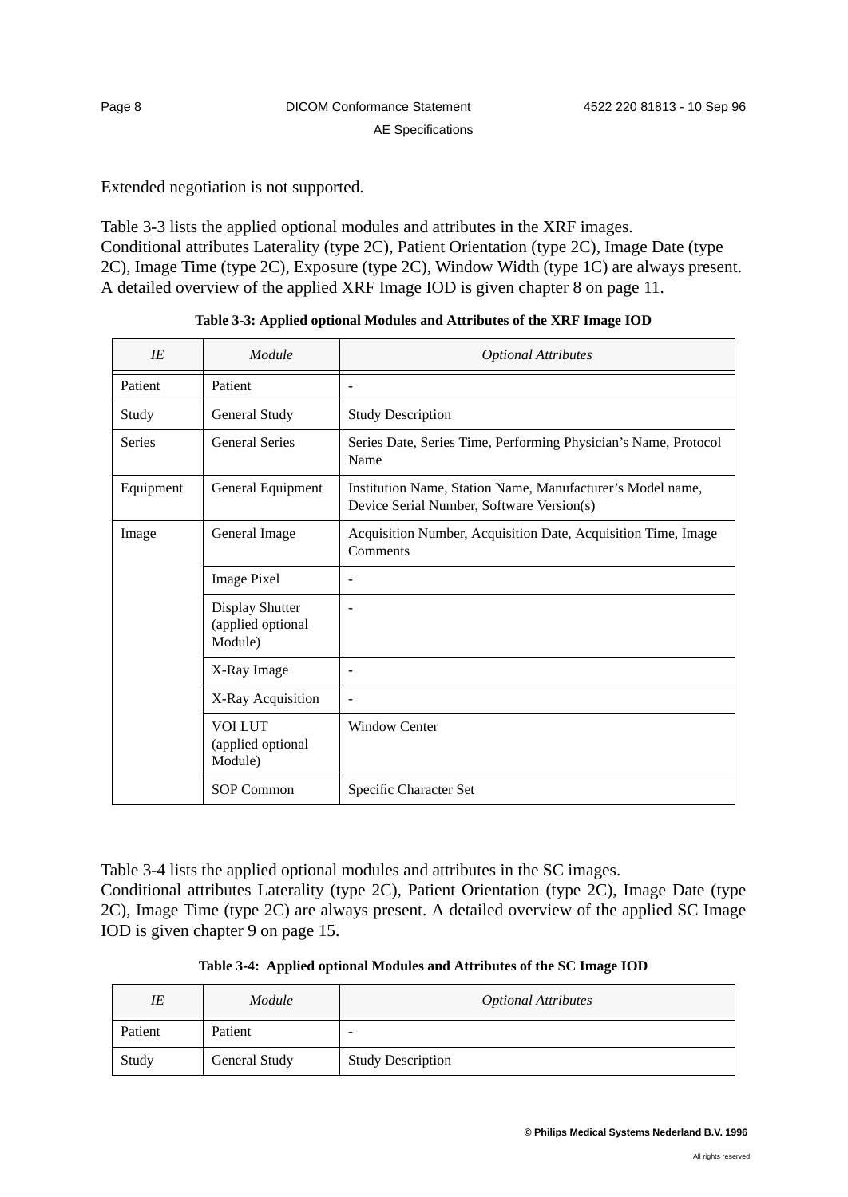Extended negotiation is not supported.

Table 3-3 lists the applied optional modules and attributes in the XRF images. Conditional attributes Laterality (type 2C), Patient Orientation (type 2C), Image Date (type 2C), Image Time (type 2C), Exposure (type 2C), Window Width (type 1C) are always present. A detailed overview of the applied XRF Image IOD is given chapter 8 on page 11.

**Table 3-3: Applied optional Modules and Attributes of the XRF Image IOD**

| *IE* | *Module* | *Optional Attributes* |
|---|---|---|
| Patient | Patient | - |
| Study | General Study | Study Description |
| Series | General Series | Series Date, Series Time, Performing Physician's Name, Protocol Name |
| Equipment | General Equipment | Institution Name, Station Name, Manufacturer's Model name, Device Serial Number, Software Version(s) |
| Image | General Image | Acquisition Number, Acquisition Date, Acquisition Time, Image Comments |
| | Image Pixel | - |
| | Display Shutter (applied optional Module) | - |
| | X-Ray Image | - |
| | X-Ray Acquisition | - |
| | VOI LUT (applied optional Module) | Window Center |
| | SOP Common | Specific Character Set |

Table 3-4 lists the applied optional modules and attributes in the SC images. Conditional attributes Laterality (type 2C), Patient Orientation (type 2C), Image Date (type 2C), Image Time (type 2C) are always present. A detailed overview of the applied SC Image IOD is given chapter 9 on page 15.

**Table 3-4: Applied optional Modules and Attributes of the SC Image IOD**

| *IE* | *Module* | *Optional Attributes* |
|---|---|---|
| Patient | Patient | - |
| Study | General Study | Study Description |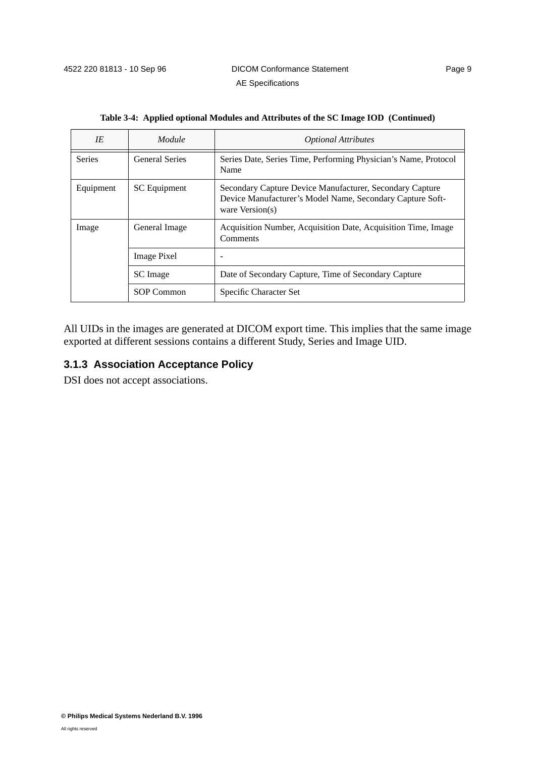**Table 3-4: Applied optional Modules and Attributes of the SC Image IOD (Continued)**

| *IE* | *Module* | *Optional Attributes* |
|---|---|---|
| Series | General Series | Series Date, Series Time, Performing Physician's Name, Protocol Name |
| Equipment | SC Equipment | Secondary Capture Device Manufacturer, Secondary Capture Device Manufacturer's Model Name, Secondary Capture Software Version(s) |
| Image | General Image | Acquisition Number, Acquisition Date, Acquisition Time, Image Comments |
| | Image Pixel | - |
| | SC Image | Date of Secondary Capture, Time of Secondary Capture |
| | SOP Common | Specific Character Set |

All UIDs in the images are generated at DICOM export time. This implies that the same image exported at different sessions contains a different Study, Series and Image UID.

### 3.1.3 Association Acceptance Policy

DSI does not accept associations.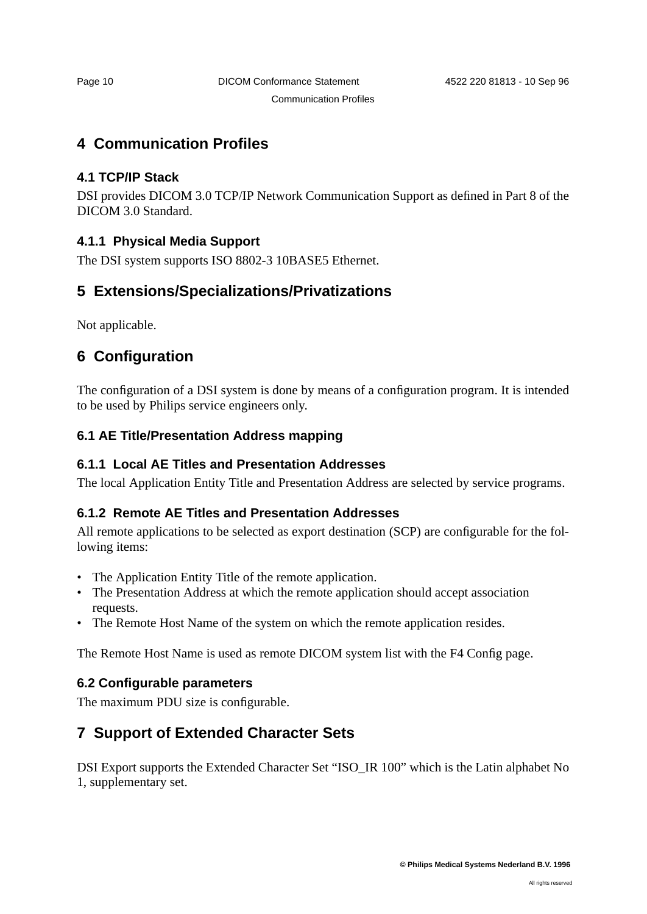# 4 Communication Profiles

## 4.1 TCP/IP Stack

DSI provides DICOM 3.0 TCP/IP Network Communication Support as defined in Part 8 of the DICOM 3.0 Standard.

### 4.1.1 Physical Media Support

The DSI system supports ISO 8802-3 10BASE5 Ethernet.

# 5 Extensions/Specializations/Privatizations

Not applicable.

# 6 Configuration

The configuration of a DSI system is done by means of a configuration program. It is intended to be used by Philips service engineers only.

## 6.1 AE Title/Presentation Address mapping

### 6.1.1 Local AE Titles and Presentation Addresses

The local Application Entity Title and Presentation Address are selected by service programs.

### 6.1.2 Remote AE Titles and Presentation Addresses

All remote applications to be selected as export destination (SCP) are configurable for the following items:

- The Application Entity Title of the remote application.
- The Presentation Address at which the remote application should accept association requests.
- The Remote Host Name of the system on which the remote application resides.

The Remote Host Name is used as remote DICOM system list with the F4 Config page.

## 6.2 Configurable parameters

The maximum PDU size is configurable.

# 7 Support of Extended Character Sets

DSI Export supports the Extended Character Set “ISO_IR 100” which is the Latin alphabet No 1, supplementary set.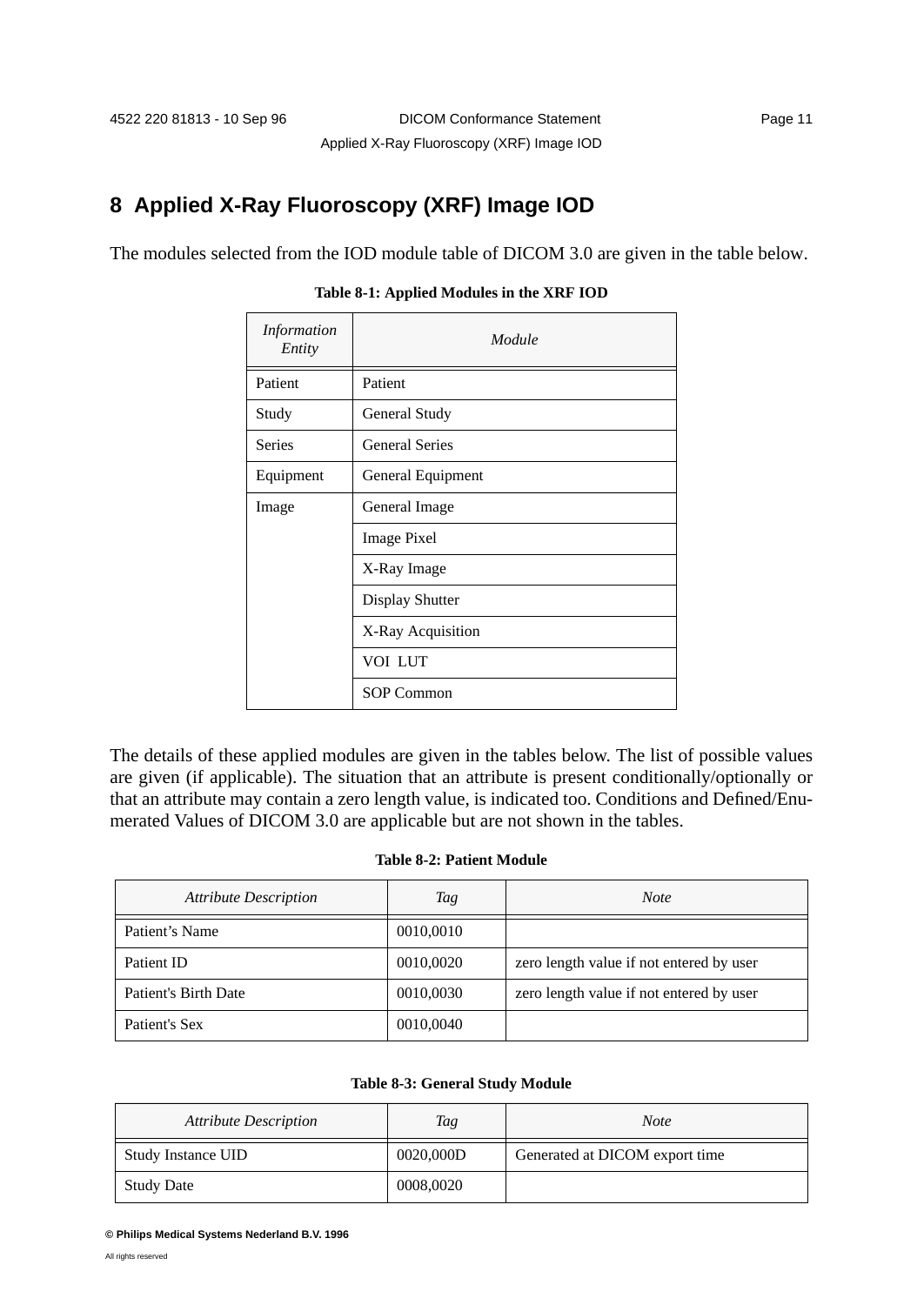## 8 Applied X-Ray Fluoroscopy (XRF) Image IOD

The modules selected from the IOD module table of DICOM 3.0 are given in the table below.

**Table 8-1: Applied Modules in the XRF IOD**

| *Information Entity* | *Module* |
|---|---|
| Patient | Patient |
| Study | General Study |
| Series | General Series |
| Equipment | General Equipment |
| Image | General Image |
| | Image Pixel |
| | X-Ray Image |
| | Display Shutter |
| | X-Ray Acquisition |
| | VOI LUT |
| | SOP Common |

The details of these applied modules are given in the tables below. The list of possible values are given (if applicable). The situation that an attribute is present conditionally/optionally or that an attribute may contain a zero length value, is indicated too. Conditions and Defined/Enumerated Values of DICOM 3.0 are applicable but are not shown in the tables.

**Table 8-2: Patient Module**

| *Attribute Description* | *Tag* | *Note* |
|---|---|---|
| Patient's Name | 0010,0010 | |
| Patient ID | 0010,0020 | zero length value if not entered by user |
| Patient's Birth Date | 0010,0030 | zero length value if not entered by user |
| Patient's Sex | 0010,0040 | |

**Table 8-3: General Study Module**

| *Attribute Description* | *Tag* | *Note* |
|---|---|---|
| Study Instance UID | 0020,000D | Generated at DICOM export time |
| Study Date | 0008,0020 | |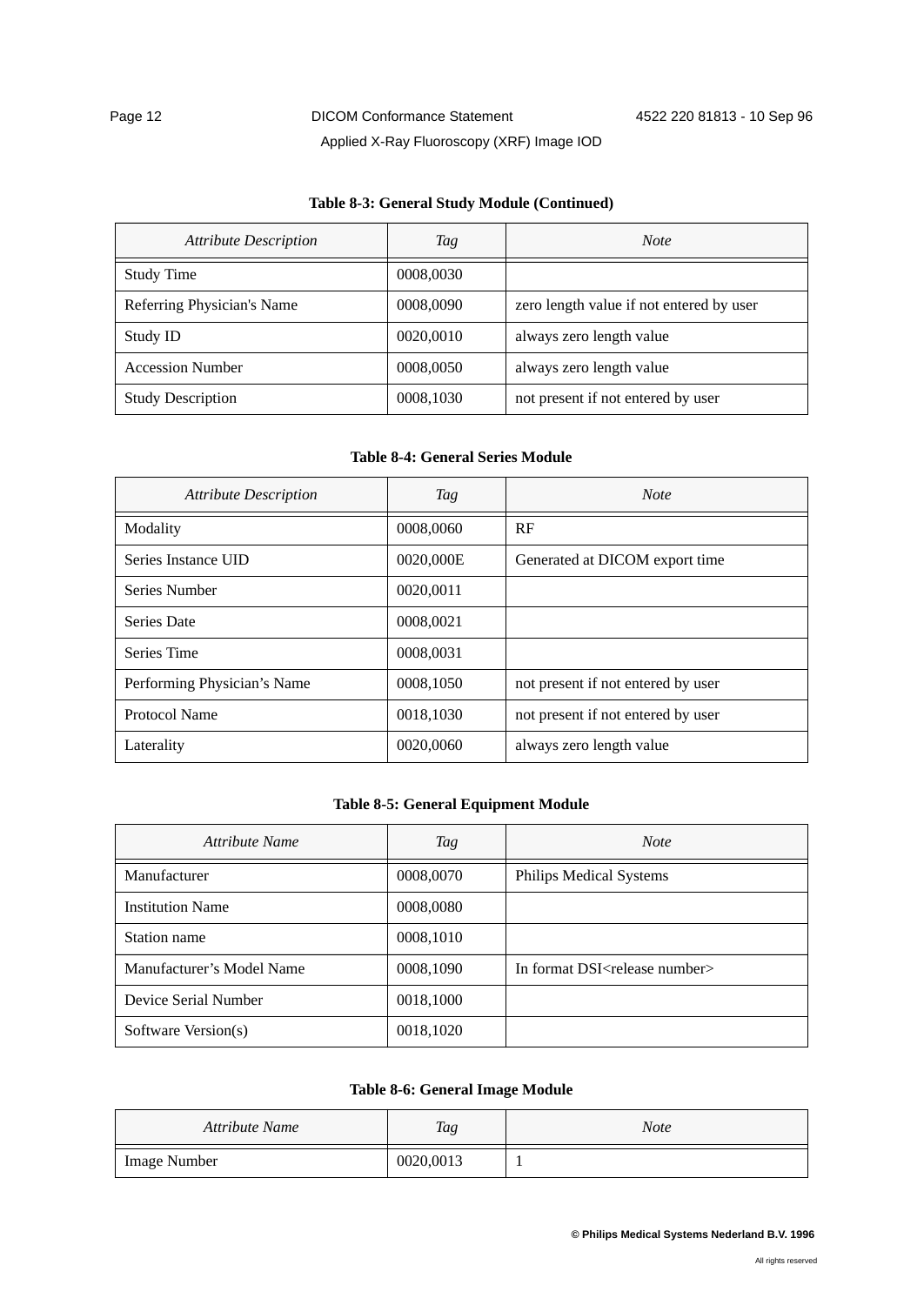**Table 8-3: General Study Module (Continued)**

| *Attribute Description* | *Tag* | *Note* |
|---|---|---|
| Study Time | 0008,0030 | |
| Referring Physician's Name | 0008,0090 | zero length value if not entered by user |
| Study ID | 0020,0010 | always zero length value |
| Accession Number | 0008,0050 | always zero length value |
| Study Description | 0008,1030 | not present if not entered by user |

**Table 8-4: General Series Module**

| *Attribute Description* | *Tag* | *Note* |
|---|---|---|
| Modality | 0008,0060 | RF |
| Series Instance UID | 0020,000E | Generated at DICOM export time |
| Series Number | 0020,0011 | |
| Series Date | 0008,0021 | |
| Series Time | 0008,0031 | |
| Performing Physician's Name | 0008,1050 | not present if not entered by user |
| Protocol Name | 0018,1030 | not present if not entered by user |
| Laterality | 0020,0060 | always zero length value |

**Table 8-5: General Equipment Module**

| *Attribute Name* | *Tag* | *Note* |
|---|---|---|
| Manufacturer | 0008,0070 | Philips Medical Systems |
| Institution Name | 0008,0080 | |
| Station name | 0008,1010 | |
| Manufacturer's Model Name | 0008,1090 | In format DSI<release number> |
| Device Serial Number | 0018,1000 | |
| Software Version(s) | 0018,1020 | |

**Table 8-6: General Image Module**

| *Attribute Name* | *Tag* | *Note* |
|---|---|---|
| Image Number | 0020,0013 | 1 |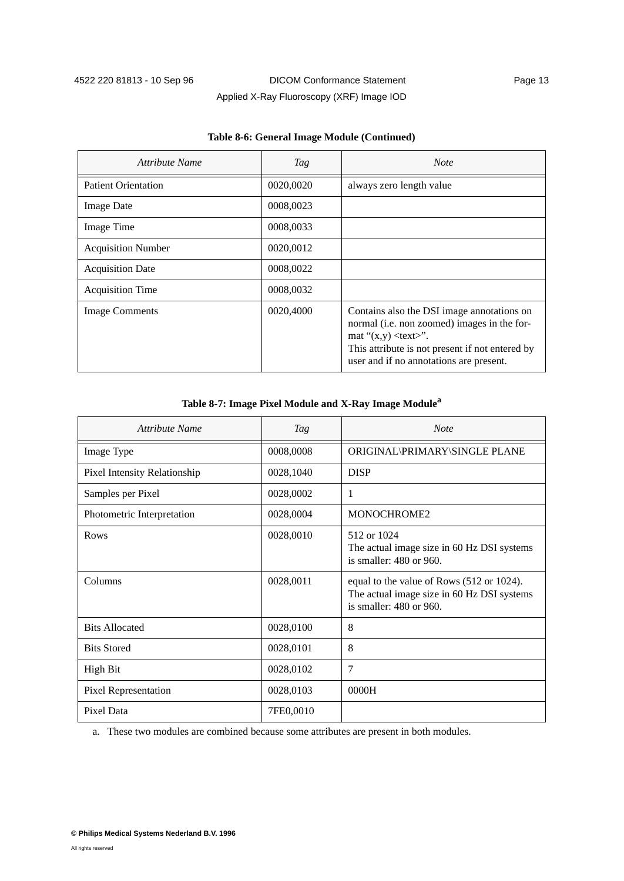**Table 8-6: General Image Module (Continued)**

| *Attribute Name* | *Tag* | *Note* |
|---|---|---|
| Patient Orientation | 0020,0020 | always zero length value |
| Image Date | 0008,0023 | |
| Image Time | 0008,0033 | |
| Acquisition Number | 0020,0012 | |
| Acquisition Date | 0008,0022 | |
| Acquisition Time | 0008,0032 | |
| Image Comments | 0020,4000 | Contains also the DSI image annotations on normal (i.e. non zoomed) images in the format "(x,y) <text>". This attribute is not present if not entered by user and if no annotations are present. |

**Table 8-7: Image Pixel Module and X-Ray Image Module[a]**

| *Attribute Name* | *Tag* | *Note* |
|---|---|---|
| Image Type | 0008,0008 | ORIGINAL\PRIMARY\SINGLE PLANE |
| Pixel Intensity Relationship | 0028,1040 | DISP |
| Samples per Pixel | 0028,0002 | 1 |
| Photometric Interpretation | 0028,0004 | MONOCHROME2 |
| Rows | 0028,0010 | 512 or 1024<br>The actual image size in 60 Hz DSI systems is smaller: 480 or 960. |
| Columns | 0028,0011 | equal to the value of Rows (512 or 1024).<br>The actual image size in 60 Hz DSI systems is smaller: 480 or 960. |
| Bits Allocated | 0028,0100 | 8 |
| Bits Stored | 0028,0101 | 8 |
| High Bit | 0028,0102 | 7 |
| Pixel Representation | 0028,0103 | 0000H |
| Pixel Data | 7FE0,0010 | |

a. These two modules are combined because some attributes are present in both modules.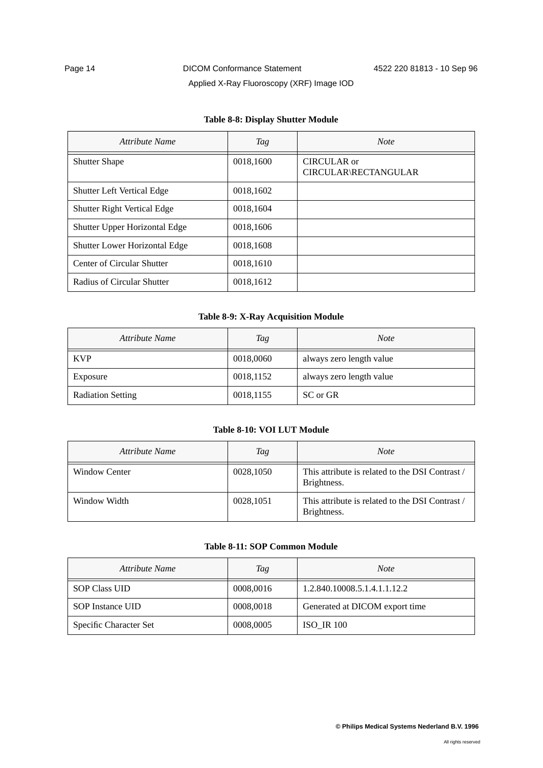**Table 8-8: Display Shutter Module**

| *Attribute Name* | *Tag* | *Note* |
|---|---|---|
| Shutter Shape | 0018,1600 | CIRCULAR or CIRCULAR\RECTANGULAR |
| Shutter Left Vertical Edge | 0018,1602 | |
| Shutter Right Vertical Edge | 0018,1604 | |
| Shutter Upper Horizontal Edge | 0018,1606 | |
| Shutter Lower Horizontal Edge | 0018,1608 | |
| Center of Circular Shutter | 0018,1610 | |
| Radius of Circular Shutter | 0018,1612 | |

**Table 8-9: X-Ray Acquisition Module**

| *Attribute Name* | *Tag* | *Note* |
|---|---|---|
| KVP | 0018,0060 | always zero length value |
| Exposure | 0018,1152 | always zero length value |
| Radiation Setting | 0018,1155 | SC or GR |

**Table 8-10: VOI LUT Module**

| *Attribute Name* | *Tag* | *Note* |
|---|---|---|
| Window Center | 0028,1050 | This attribute is related to the DSI Contrast / Brightness. |
| Window Width | 0028,1051 | This attribute is related to the DSI Contrast / Brightness. |

**Table 8-11: SOP Common Module**

| *Attribute Name* | *Tag* | *Note* |
|---|---|---|
| SOP Class UID | 0008,0016 | 1.2.840.10008.5.1.4.1.1.12.2 |
| SOP Instance UID | 0008,0018 | Generated at DICOM export time |
| Specific Character Set | 0008,0005 | ISO_IR 100 |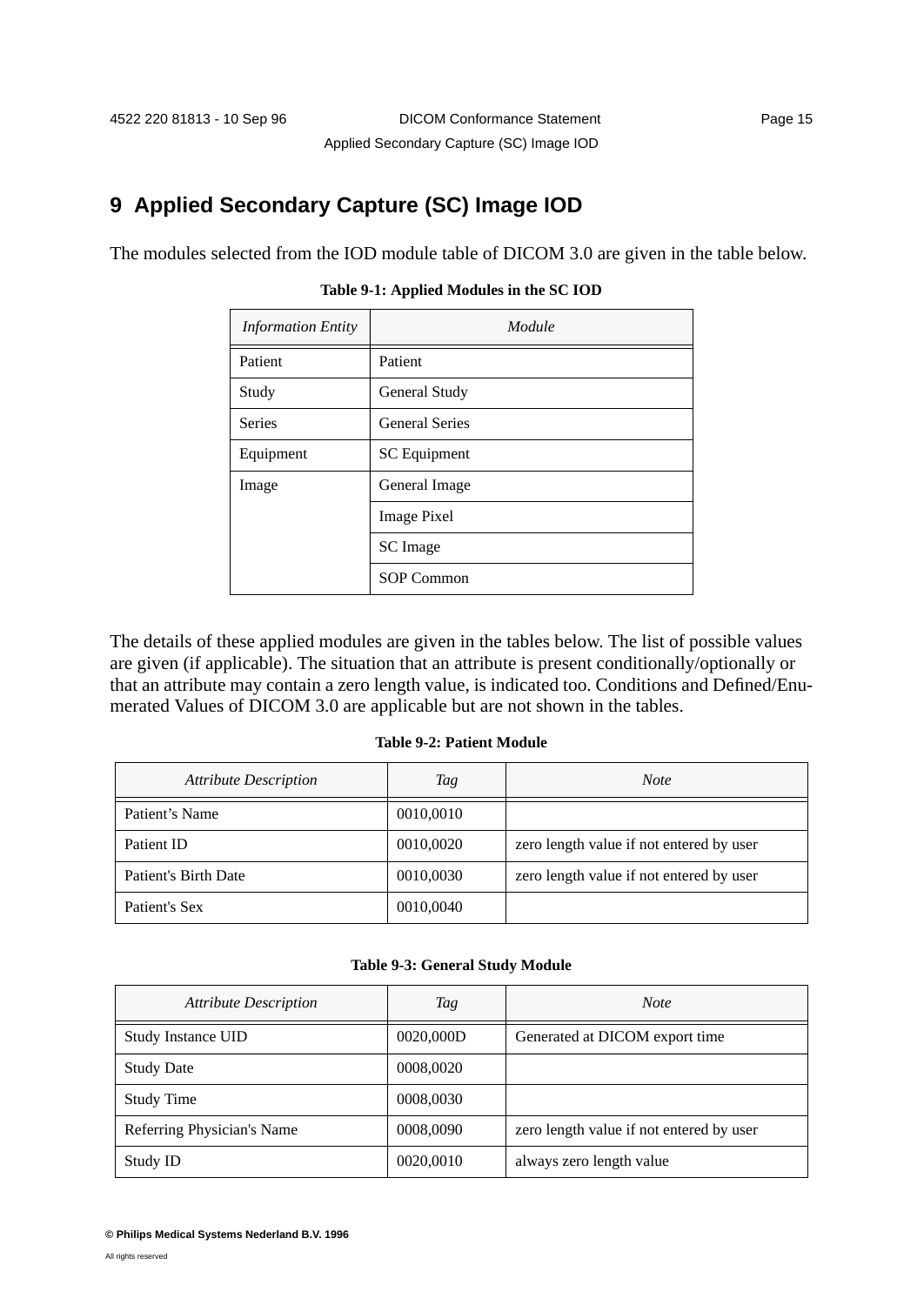# 9 Applied Secondary Capture (SC) Image IOD

The modules selected from the IOD module table of DICOM 3.0 are given in the table below.

**Table 9-1: Applied Modules in the SC IOD**

| *Information Entity* | *Module* |
|---|---|
| Patient | Patient |
| Study | General Study |
| Series | General Series |
| Equipment | SC Equipment |
| Image | General Image |
| | Image Pixel |
| | SC Image |
| | SOP Common |

The details of these applied modules are given in the tables below. The list of possible values are given (if applicable). The situation that an attribute is present conditionally/optionally or that an attribute may contain a zero length value, is indicated too. Conditions and Defined/Enumerated Values of DICOM 3.0 are applicable but are not shown in the tables.

**Table 9-2: Patient Module**

| *Attribute Description* | *Tag* | *Note* |
|---|---|---|
| Patient's Name | 0010,0010 | |
| Patient ID | 0010,0020 | zero length value if not entered by user |
| Patient's Birth Date | 0010,0030 | zero length value if not entered by user |
| Patient's Sex | 0010,0040 | |

**Table 9-3: General Study Module**

| *Attribute Description* | *Tag* | *Note* |
|---|---|---|
| Study Instance UID | 0020,000D | Generated at DICOM export time |
| Study Date | 0008,0020 | |
| Study Time | 0008,0030 | |
| Referring Physician's Name | 0008,0090 | zero length value if not entered by user |
| Study ID | 0020,0010 | always zero length value |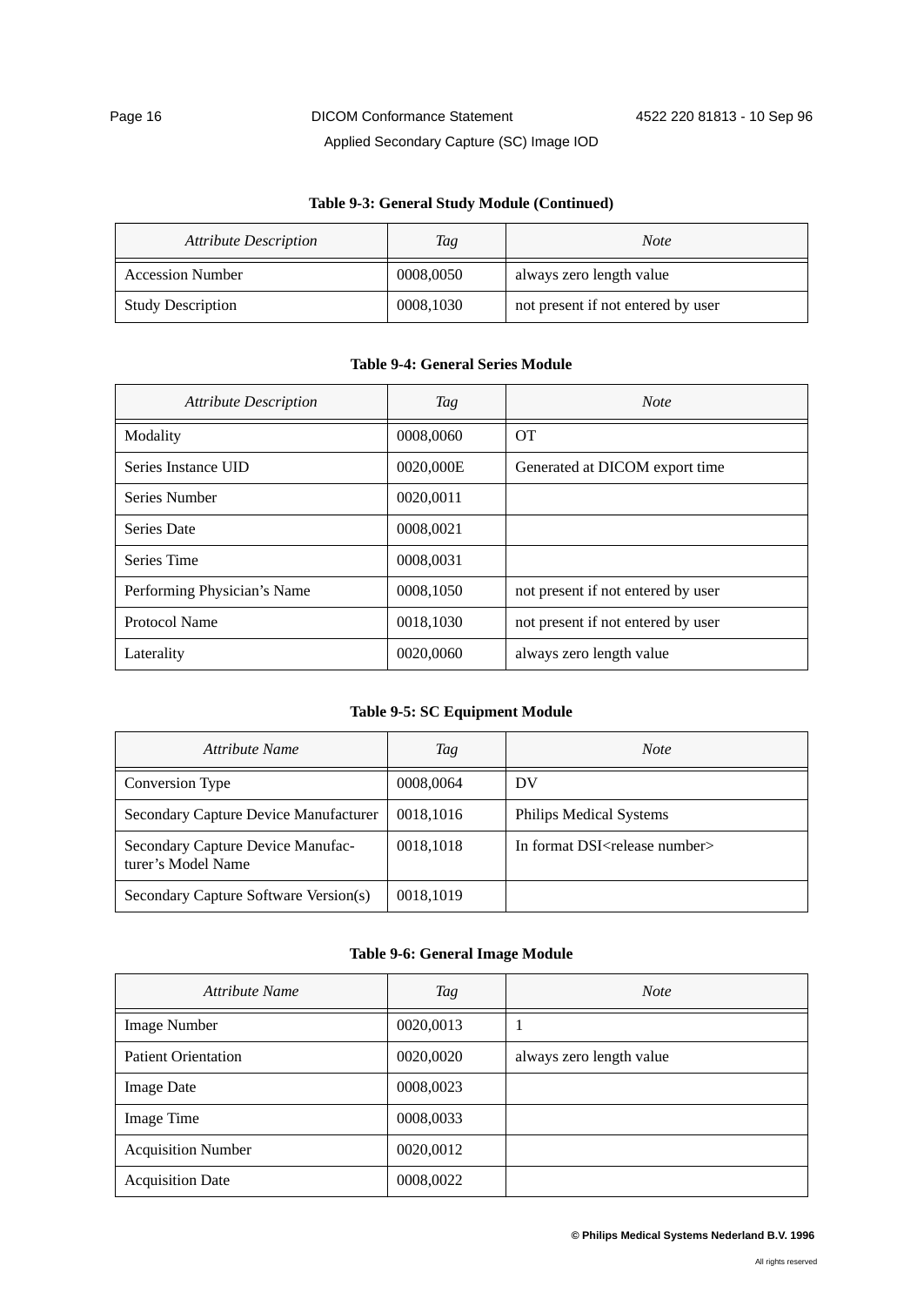**Table 9-3: General Study Module (Continued)**

| *Attribute Description* | *Tag* | *Note* |
|---|---|---|
| Accession Number | 0008,0050 | always zero length value |
| Study Description | 0008,1030 | not present if not entered by user |

**Table 9-4: General Series Module**

| *Attribute Description* | *Tag* | *Note* |
|---|---|---|
| Modality | 0008,0060 | OT |
| Series Instance UID | 0020,000E | Generated at DICOM export time |
| Series Number | 0020,0011 | |
| Series Date | 0008,0021 | |
| Series Time | 0008,0031 | |
| Performing Physician's Name | 0008,1050 | not present if not entered by user |
| Protocol Name | 0018,1030 | not present if not entered by user |
| Laterality | 0020,0060 | always zero length value |

**Table 9-5: SC Equipment Module**

| *Attribute Name* | *Tag* | *Note* |
|---|---|---|
| Conversion Type | 0008,0064 | DV |
| Secondary Capture Device Manufacturer | 0018,1016 | Philips Medical Systems |
| Secondary Capture Device Manufacturer's Model Name | 0018,1018 | In format DSI<release number> |
| Secondary Capture Software Version(s) | 0018,1019 | |

**Table 9-6: General Image Module**

| *Attribute Name* | *Tag* | *Note* |
|---|---|---|
| Image Number | 0020,0013 | 1 |
| Patient Orientation | 0020,0020 | always zero length value |
| Image Date | 0008,0023 | |
| Image Time | 0008,0033 | |
| Acquisition Number | 0020,0012 | |
| Acquisition Date | 0008,0022 | |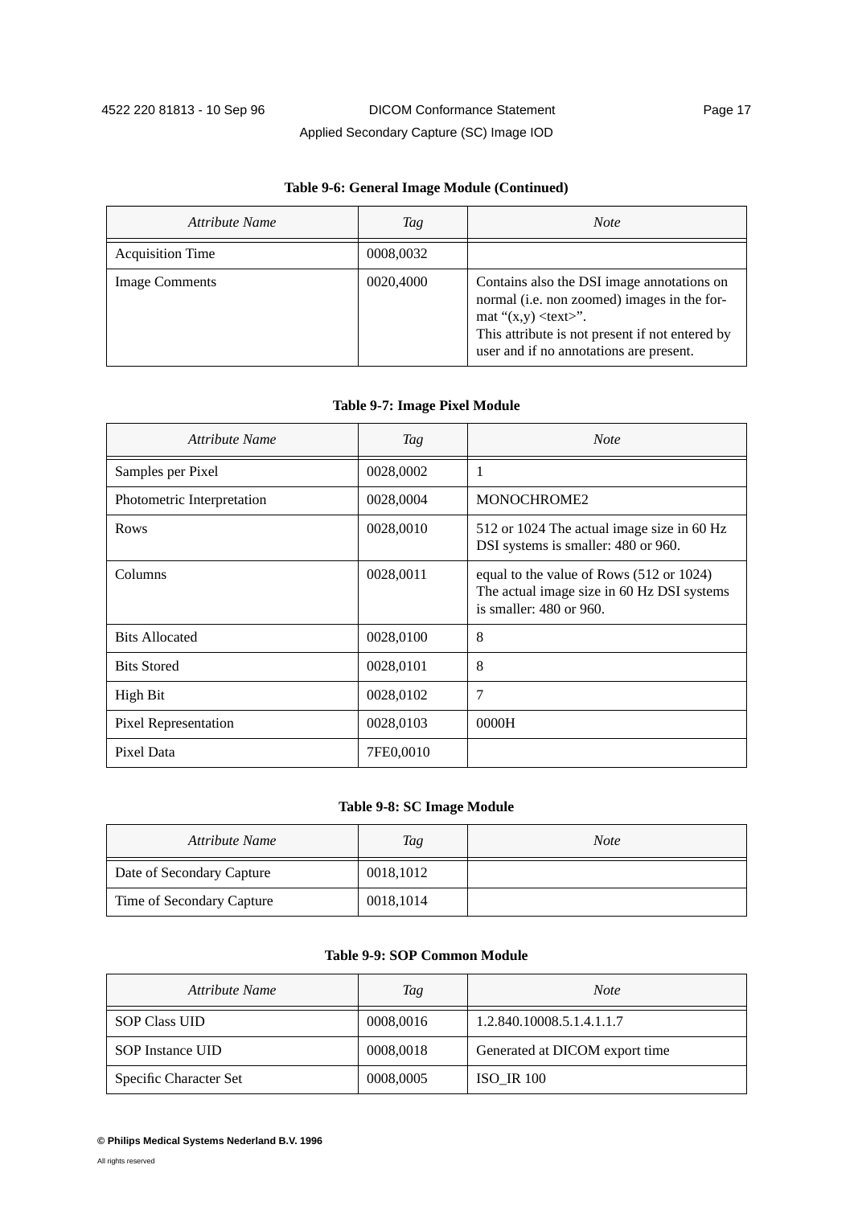**Table 9-6: General Image Module (Continued)**

| *Attribute Name* | *Tag* | *Note* |
|---|---|---|
| Acquisition Time | 0008,0032 | |
| Image Comments | 0020,4000 | Contains also the DSI image annotations on normal (i.e. non zoomed) images in the format "(x,y) <text>".<br>This attribute is not present if not entered by user and if no annotations are present. |

**Table 9-7: Image Pixel Module**

| *Attribute Name* | *Tag* | *Note* |
|---|---|---|
| Samples per Pixel | 0028,0002 | 1 |
| Photometric Interpretation | 0028,0004 | MONOCHROME2 |
| Rows | 0028,0010 | 512 or 1024 The actual image size in 60 Hz DSI systems is smaller: 480 or 960. |
| Columns | 0028,0011 | equal to the value of Rows (512 or 1024) The actual image size in 60 Hz DSI systems is smaller: 480 or 960. |
| Bits Allocated | 0028,0100 | 8 |
| Bits Stored | 0028,0101 | 8 |
| High Bit | 0028,0102 | 7 |
| Pixel Representation | 0028,0103 | 0000H |
| Pixel Data | 7FE0,0010 | |

**Table 9-8: SC Image Module**

| *Attribute Name* | *Tag* | *Note* |
|---|---|---|
| Date of Secondary Capture | 0018,1012 | |
| Time of Secondary Capture | 0018,1014 | |

**Table 9-9: SOP Common Module**

| *Attribute Name* | *Tag* | *Note* |
|---|---|---|
| SOP Class UID | 0008,0016 | 1.2.840.10008.5.1.4.1.1.7 |
| SOP Instance UID | 0008,0018 | Generated at DICOM export time |
| Specific Character Set | 0008,0005 | ISO_IR 100 |